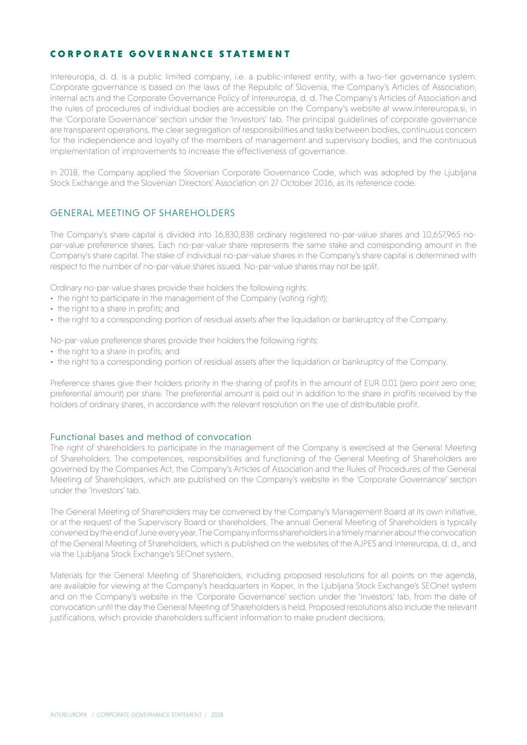# CORPORATE GOVERNANCE STATEMENT

Intereuropa, d. d. is a public limited company, i.e. a public-interest entity, with a two-tier governance system. Corporate governance is based on the laws of the Republic of Slovenia, the Company's Articles of Association, internal acts and the Corporate Governance Policy of Intereuropa, d. d. The Company's Articles of Association and the rules of procedures of individual bodies are accessible on the Company's website at www.intereuropa.si, in the 'Corporate Governance' section under the 'Investors' tab. The principal guidelines of corporate governance are transparent operations, the clear segregation of responsibilities and tasks between bodies, continuous concern for the independence and loyalty of the members of management and supervisory bodies, and the continuous implementation of improvements to increase the effectiveness of governance.

In 2018, the Company applied the Slovenian Corporate Governance Code, which was adopted by the Ljubljana Stock Exchange and the Slovenian Directors' Association on 27 October 2016, as its reference code.

## GENERAL MEETING OF SHAREHOLDERS

The Company's share capital is divided into 16,830,838 ordinary registered no-par-value shares and 10,657,965 no-par-value preference shares. Each no-par-value share represents the same stake and corresponding amount in the Company's share capital. The stake of individual no-par-value shares in the Company's share capital is determined with respect to the number of no-par-value shares issued. No-par-value shares may not be split.

Ordinary no-par-value shares provide their holders the following rights:

- the right to participate in the management of the Company (voting right);
- the right to a share in profits; and
- the right to a corresponding portion of residual assets after the liquidation or bankruptcy of the Company.

No-par-value preference shares provide their holders the following rights:

- the right to a share in profits; and
- the right to a corresponding portion of residual assets after the liquidation or bankruptcy of the Company.

Preference shares give their holders priority in the sharing of profits in the amount of EUR 0.01 (zero point zero one; preferential amount) per share. The preferential amount is paid out in addition to the share in profits received by the holders of ordinary shares, in accordance with the relevant resolution on the use of distributable profit.

### Functional bases and method of convocation

The right of shareholders to participate in the management of the Company is exercised at the General Meeting of Shareholders. The competences, responsibilities and functioning of the General Meeting of Shareholders are governed by the Companies Act, the Company's Articles of Association and the Rules of Procedures of the General Meeting of Shareholders, which are published on the Company's website in the 'Corporate Governance' section under the 'Investors' tab.

The General Meeting of Shareholders may be convened by the Company's Management Board at its own initiative, or at the request of the Supervisory Board or shareholders. The annual General Meeting of Shareholders is typically convened by the end of June every year. The Company informs shareholders in a timely manner about the convocation of the General Meeting of Shareholders, which is published on the websites of the AJPES and Intereuropa, d. d., and via the Ljubljana Stock Exchange's SEOnet system.

Materials for the General Meeting of Shareholders, including proposed resolutions for all points on the agenda, are available for viewing at the Company's headquarters in Koper, in the Ljubljana Stock Exchange's SEOnet system and on the Company's website in the 'Corporate Governance' section under the 'Investors' tab, from the date of convocation until the day the General Meeting of Shareholders is held. Proposed resolutions also include the relevant justifications, which provide shareholders sufficient information to make prudent decisions.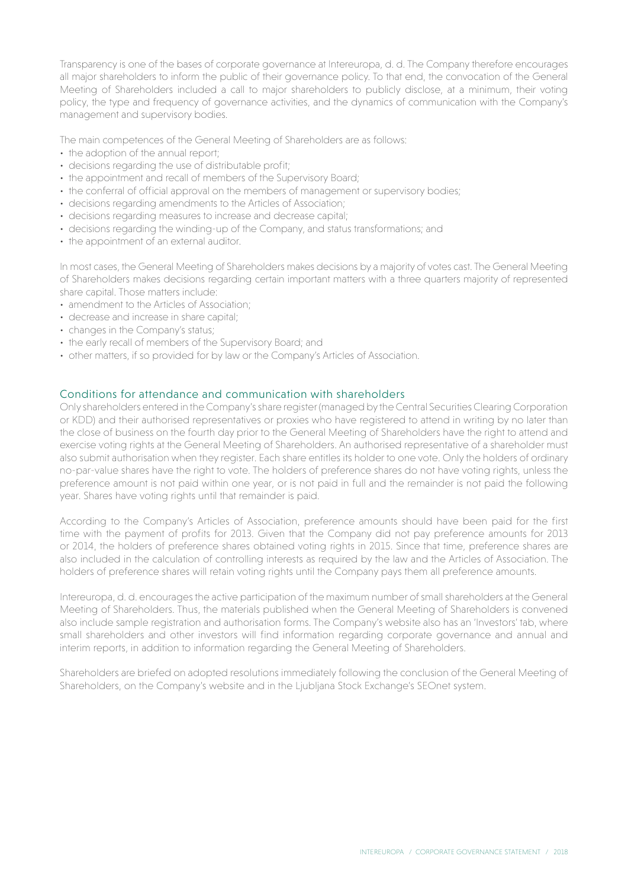Transparency is one of the bases of corporate governance at Intereuropa, d. d. The Company therefore encourages all major shareholders to inform the public of their governance policy. To that end, the convocation of the General Meeting of Shareholders included a call to major shareholders to publicly disclose, at a minimum, their voting policy, the type and frequency of governance activities, and the dynamics of communication with the Company's management and supervisory bodies.

The main competences of the General Meeting of Shareholders are as follows:

- the adoption of the annual report;
- decisions regarding the use of distributable profit;
- the appointment and recall of members of the Supervisory Board;
- the conferral of official approval on the members of management or supervisory bodies;
- decisions regarding amendments to the Articles of Association;
- decisions regarding measures to increase and decrease capital;
- decisions regarding the winding-up of the Company, and status transformations; and
- the appointment of an external auditor.

In most cases, the General Meeting of Shareholders makes decisions by a majority of votes cast. The General Meeting of Shareholders makes decisions regarding certain important matters with a three quarters majority of represented share capital. Those matters include:

- amendment to the Articles of Association;
- decrease and increase in share capital;
- changes in the Company's status;
- the early recall of members of the Supervisory Board; and
- other matters, if so provided for by law or the Company's Articles of Association.

## Conditions for attendance and communication with shareholders

Only shareholders entered in the Company's share register (managed by the Central Securities Clearing Corporation or KDD) and their authorised representatives or proxies who have registered to attend in writing by no later than the close of business on the fourth day prior to the General Meeting of Shareholders have the right to attend and exercise voting rights at the General Meeting of Shareholders. An authorised representative of a shareholder must also submit authorisation when they register. Each share entitles its holder to one vote. Only the holders of ordinary no-par-value shares have the right to vote. The holders of preference shares do not have voting rights, unless the preference amount is not paid within one year, or is not paid in full and the remainder is not paid the following year. Shares have voting rights until that remainder is paid.

According to the Company's Articles of Association, preference amounts should have been paid for the first time with the payment of profits for 2013. Given that the Company did not pay preference amounts for 2013 or 2014, the holders of preference shares obtained voting rights in 2015. Since that time, preference shares are also included in the calculation of controlling interests as required by the law and the Articles of Association. The holders of preference shares will retain voting rights until the Company pays them all preference amounts.

Intereuropa, d. d. encourages the active participation of the maximum number of small shareholders at the General Meeting of Shareholders. Thus, the materials published when the General Meeting of Shareholders is convened also include sample registration and authorisation forms. The Company's website also has an 'Investors' tab, where small shareholders and other investors will find information regarding corporate governance and annual and interim reports, in addition to information regarding the General Meeting of Shareholders.

Shareholders are briefed on adopted resolutions immediately following the conclusion of the General Meeting of Shareholders, on the Company's website and in the Ljubljana Stock Exchange's SEOnet system.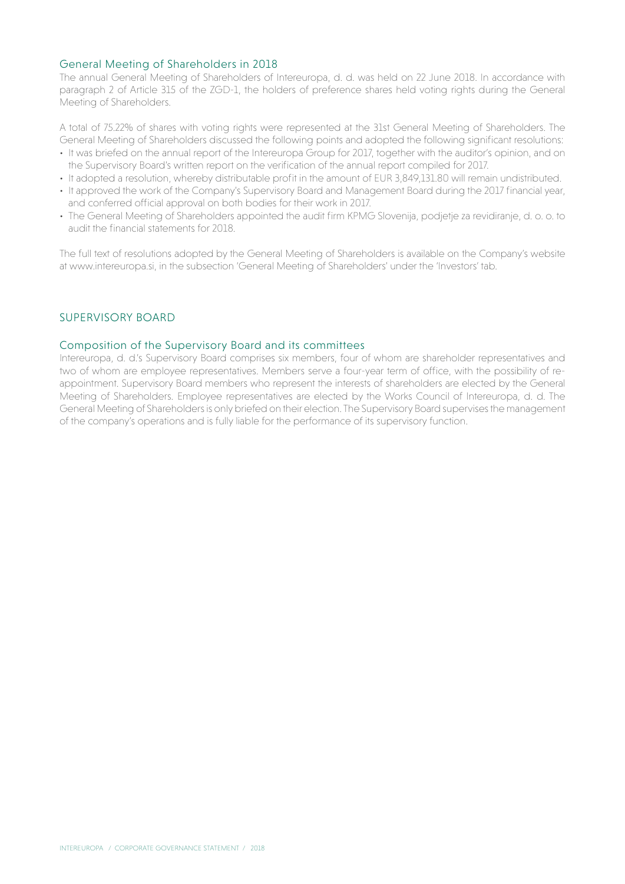### General Meeting of Shareholders in 2018

The annual General Meeting of Shareholders of Intereuropa, d. d. was held on 22 June 2018. In accordance with paragraph 2 of Article 315 of the ZGD-1, the holders of preference shares held voting rights during the General Meeting of Shareholders.

A total of 75.22% of shares with voting rights were represented at the 31st General Meeting of Shareholders. The General Meeting of Shareholders discussed the following points and adopted the following significant resolutions:

- It was briefed on the annual report of the Intereuropa Group for 2017, together with the auditor's opinion, and on the Supervisory Board's written report on the verification of the annual report compiled for 2017.
- It adopted a resolution, whereby distributable profit in the amount of EUR 3,849,131.80 will remain undistributed.
- It approved the work of the Company's Supervisory Board and Management Board during the 2017 financial year, and conferred official approval on both bodies for their work in 2017.
- The General Meeting of Shareholders appointed the audit firm KPMG Slovenija, podjetje za revidiranje, d. o. o. to audit the financial statements for 2018.

The full text of resolutions adopted by the General Meeting of Shareholders is available on the Company's website at www.intereuropa.si, in the subsection 'General Meeting of Shareholders' under the 'Investors' tab.

## SUPERVISORY BOARD

### Composition of the Supervisory Board and its committees

Intereuropa, d. d.'s Supervisory Board comprises six members, four of whom are shareholder representatives and two of whom are employee representatives. Members serve a four-year term of office, with the possibility of re-appointment. Supervisory Board members who represent the interests of shareholders are elected by the General Meeting of Shareholders. Employee representatives are elected by the Works Council of Intereuropa, d. d. The General Meeting of Shareholders is only briefed on their election. The Supervisory Board supervises the management of the company's operations and is fully liable for the performance of its supervisory function.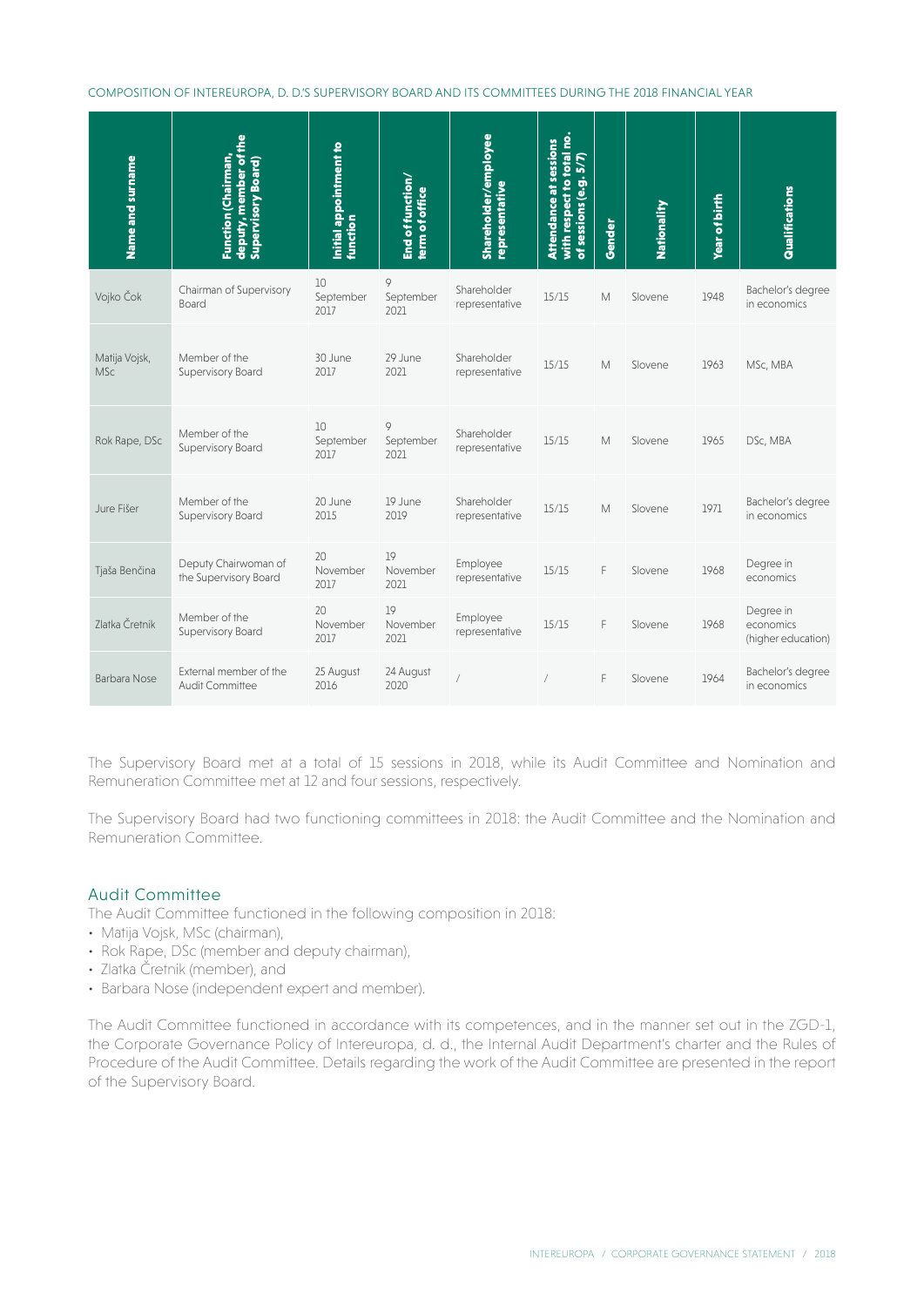COMPOSITION OF INTEREUROPA, D. D.'S SUPERVISORY BOARD AND ITS COMMITTEES DURING THE 2018 FINANCIAL YEAR

| Name and surname | Function (Chairman, deputy, member of the Supervisory Board) | Initial appointment to function | End of function/ term of office | Shareholder/employee representative | Attendance at sessions with respect to total no. of sessions (e.g. 5/7) | Gender | Nationality | Year of birth | Qualifications |
|---|---|---|---|---|---|---|---|---|---|
| Vojko Čok | Chairman of Supervisory Board | 10 September 2017 | 9 September 2021 | Shareholder representative | 15/15 | M | Slovene | 1948 | Bachelor's degree in economics |
| Matija Vojsk, MSc | Member of the Supervisory Board | 30 June 2017 | 29 June 2021 | Shareholder representative | 15/15 | M | Slovene | 1963 | MSc, MBA |
| Rok Rape, DSc | Member of the Supervisory Board | 10 September 2017 | 9 September 2021 | Shareholder representative | 15/15 | M | Slovene | 1965 | DSc, MBA |
| Jure Fišer | Member of the Supervisory Board | 20 June 2015 | 19 June 2019 | Shareholder representative | 15/15 | M | Slovene | 1971 | Bachelor's degree in economics |
| Tjaša Benčina | Deputy Chairwoman of the Supervisory Board | 20 November 2017 | 19 November 2021 | Employee representative | 15/15 | F | Slovene | 1968 | Degree in economics |
| Zlatka Čretnik | Member of the Supervisory Board | 20 November 2017 | 19 November 2021 | Employee representative | 15/15 | F | Slovene | 1968 | Degree in economics (higher education) |
| Barbara Nose | External member of the Audit Committee | 25 August 2016 | 24 August 2020 | / | / | F | Slovene | 1964 | Bachelor's degree in economics |

The Supervisory Board met at a total of 15 sessions in 2018, while its Audit Committee and Nomination and Remuneration Committee met at 12 and four sessions, respectively.

The Supervisory Board had two functioning committees in 2018: the Audit Committee and the Nomination and Remuneration Committee.

## Audit Committee

The Audit Committee functioned in the following composition in 2018:

- Matija Vojsk, MSc (chairman),
- Rok Rape, DSc (member and deputy chairman),
- Zlatka Čretnik (member), and
- Barbara Nose (independent expert and member).

The Audit Committee functioned in accordance with its competences, and in the manner set out in the ZGD-1, the Corporate Governance Policy of Intereuropa, d. d., the Internal Audit Department's charter and the Rules of Procedure of the Audit Committee. Details regarding the work of the Audit Committee are presented in the report of the Supervisory Board.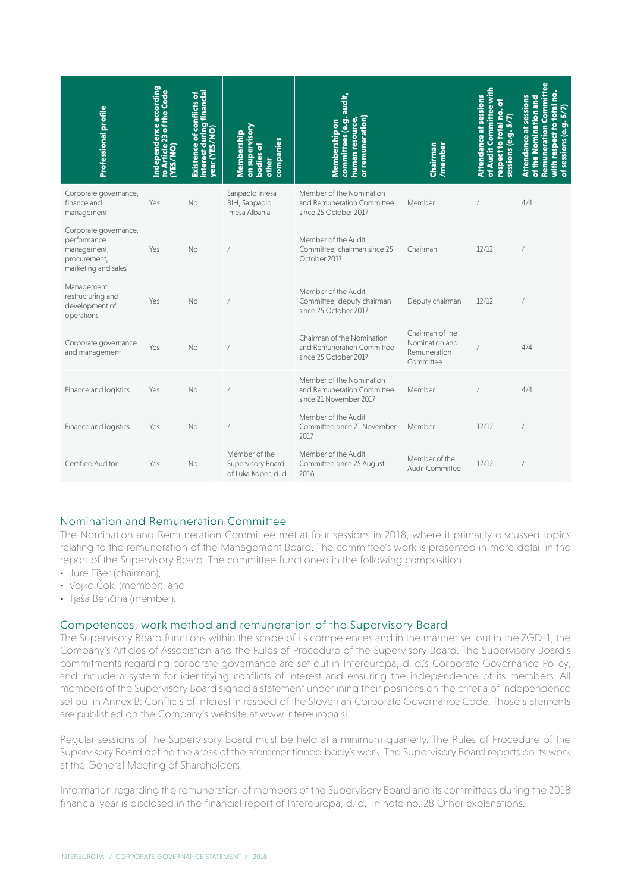| Professional profile | Independence according to Article 23 of the Code (YES/NO) | Existence of conflicts of interest during financial year (YES/NO) | Membership on supervisory bodies of other companies | Membership on committees (e.g. audit, human resource, or remuneration) | Chairman /member | Attendance at sessions of Audit Committee with respect to total no. of sessions (e.g. 5/7) | Attendance at sessions of the Nomination and Remuneration Committee with respect to total no. of sessions (e.g. 5/7) |
|---|---|---|---|---|---|---|---|
| Corporate governance, finance and management | Yes | No | Sanpaolo Intesa BIH, Sanpaolo Intesa Albania | Member of the Nomination and Remuneration Committee since 25 October 2017 | Member | / | 4/4 |
| Corporate governance, performance management, procurement, marketing and sales | Yes | No | / | Member of the Audit Committee; chairman since 25 October 2017 | Chairman | 12/12 | / |
| Management, restructuring and development of operations | Yes | No | / | Member of the Audit Committee; deputy chairman since 25 October 2017 | Deputy chairman | 12/12 | / |
| Corporate governance and management | Yes | No | / | Chairman of the Nomination and Remuneration Committee since 25 October 2017 | Chairman of the Nomination and Remuneration Committee | / | 4/4 |
| Finance and logistics | Yes | No | / | Member of the Nomination and Remuneration Committee since 21 November 2017 | Member | / | 4/4 |
| Finance and logistics | Yes | No | / | Member of the Audit Committee since 21 November 2017 | Member | 12/12 | / |
| Certified Auditor | Yes | No | Member of the Supervisory Board of Luka Koper, d. d. | Member of the Audit Committee since 25 August 2016 | Member of the Audit Committee | 12/12 | / |

## Nomination and Remuneration Committee

The Nomination and Remuneration Committee met at four sessions in 2018, where it primarily discussed topics relating to the remuneration of the Management Board. The committee's work is presented in more detail in the report of the Supervisory Board. The committee functioned in the following composition:

- Jure Fišer (chairman),
- Vojko Čok, (member), and
- Tjaša Benčina (member).

## Competences, work method and remuneration of the Supervisory Board

The Supervisory Board functions within the scope of its competences and in the manner set out in the ZGD-1, the Company's Articles of Association and the Rules of Procedure of the Supervisory Board. The Supervisory Board's commitments regarding corporate governance are set out in Intereuropa, d. d.'s Corporate Governance Policy, and include a system for identifying conflicts of interest and ensuring the independence of its members. All members of the Supervisory Board signed a statement underlining their positions on the criteria of independence set out in Annex B: Conflicts of interest in respect of the Slovenian Corporate Governance Code. Those statements are published on the Company's website at www.intereuropa.si.

Regular sessions of the Supervisory Board must be held at a minimum quarterly. The Rules of Procedure of the Supervisory Board define the areas of the aforementioned body's work. The Supervisory Board reports on its work at the General Meeting of Shareholders.

Information regarding the remuneration of members of the Supervisory Board and its committees during the 2018 financial year is disclosed in the financial report of Intereuropa, d. d., in note no. 28 Other explanations.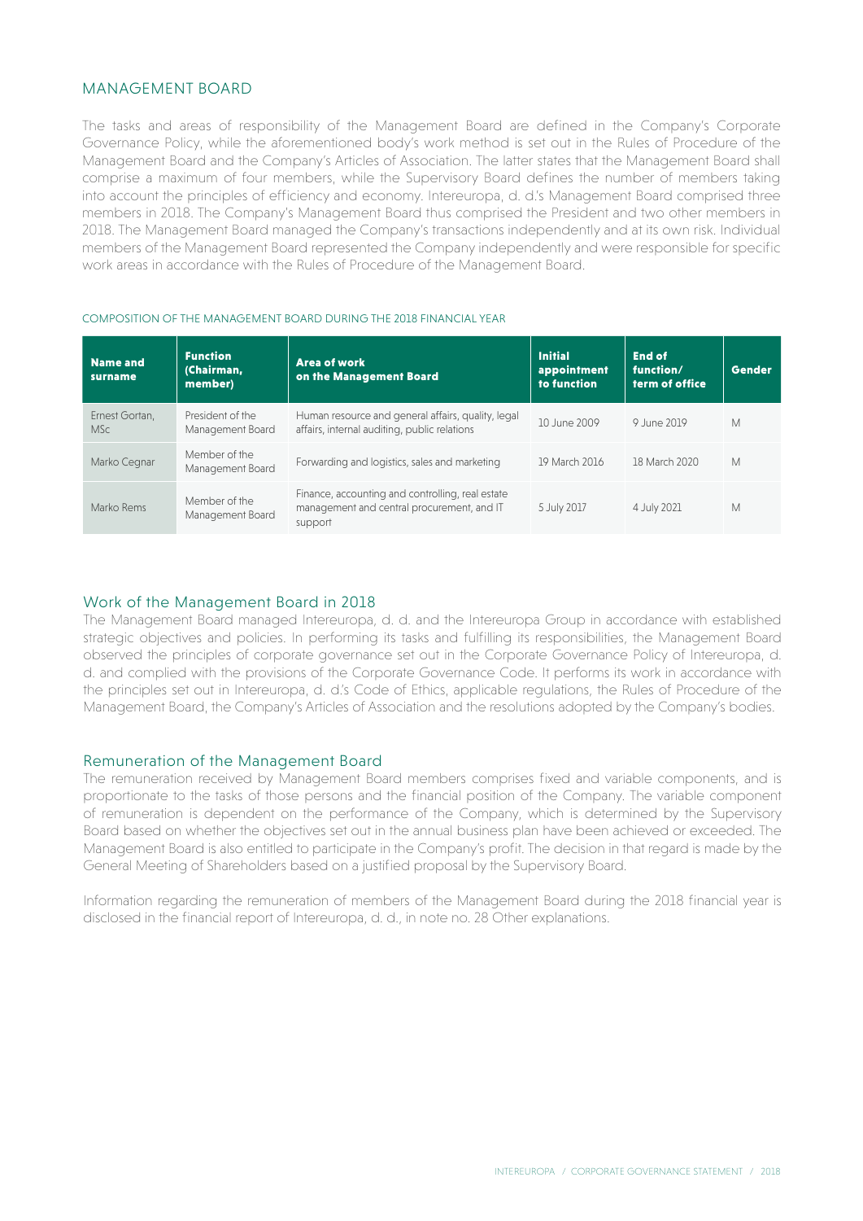## MANAGEMENT BOARD

The tasks and areas of responsibility of the Management Board are defined in the Company's Corporate Governance Policy, while the aforementioned body's work method is set out in the Rules of Procedure of the Management Board and the Company's Articles of Association. The latter states that the Management Board shall comprise a maximum of four members, while the Supervisory Board defines the number of members taking into account the principles of efficiency and economy. Intereuropa, d. d.'s Management Board comprised three members in 2018. The Company's Management Board thus comprised the President and two other members in 2018. The Management Board managed the Company's transactions independently and at its own risk. Individual members of the Management Board represented the Company independently and were responsible for specific work areas in accordance with the Rules of Procedure of the Management Board.

COMPOSITION OF THE MANAGEMENT BOARD DURING THE 2018 FINANCIAL YEAR

| Name and surname | Function (Chairman, member) | Area of work on the Management Board | Initial appointment to function | End of function/ term of office | Gender |
|---|---|---|---|---|---|
| Ernest Gortan, MSc | President of the Management Board | Human resource and general affairs, quality, legal affairs, internal auditing, public relations | 10 June 2009 | 9 June 2019 | M |
| Marko Cegnar | Member of the Management Board | Forwarding and logistics, sales and marketing | 19 March 2016 | 18 March 2020 | M |
| Marko Rems | Member of the Management Board | Finance, accounting and controlling, real estate management and central procurement, and IT support | 5 July 2017 | 4 July 2021 | M |

### Work of the Management Board in 2018

The Management Board managed Intereuropa, d. d. and the Intereuropa Group in accordance with established strategic objectives and policies. In performing its tasks and fulfilling its responsibilities, the Management Board observed the principles of corporate governance set out in the Corporate Governance Policy of Intereuropa, d. d. and complied with the provisions of the Corporate Governance Code. It performs its work in accordance with the principles set out in Intereuropa, d. d.'s Code of Ethics, applicable regulations, the Rules of Procedure of the Management Board, the Company's Articles of Association and the resolutions adopted by the Company's bodies.

### Remuneration of the Management Board

The remuneration received by Management Board members comprises fixed and variable components, and is proportionate to the tasks of those persons and the financial position of the Company. The variable component of remuneration is dependent on the performance of the Company, which is determined by the Supervisory Board based on whether the objectives set out in the annual business plan have been achieved or exceeded. The Management Board is also entitled to participate in the Company's profit. The decision in that regard is made by the General Meeting of Shareholders based on a justified proposal by the Supervisory Board.

Information regarding the remuneration of members of the Management Board during the 2018 financial year is disclosed in the financial report of Intereuropa, d. d., in note no. 28 Other explanations.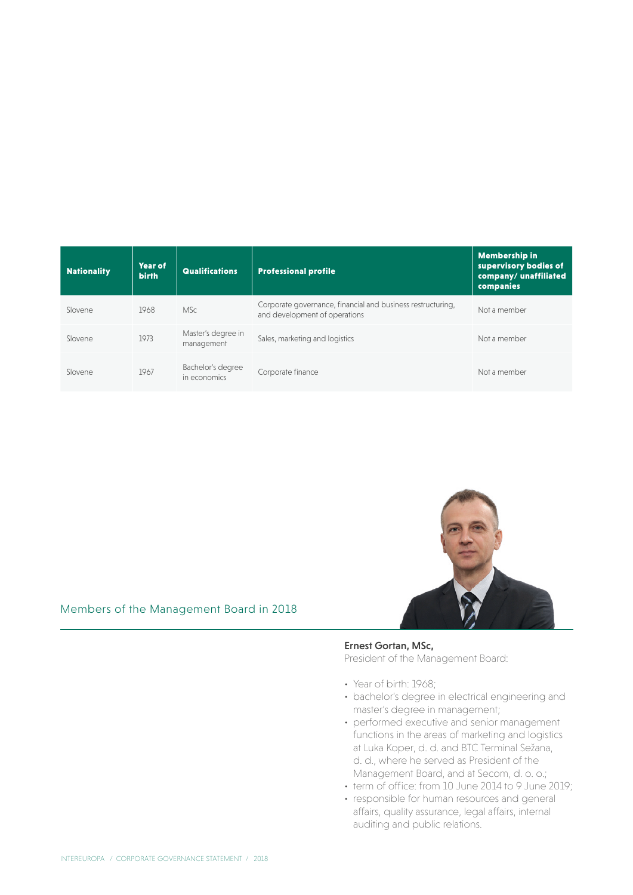| Nationality | Year of birth | Qualifications | Professional profile | Membership in supervisory bodies of company/ unaffiliated companies |
|---|---|---|---|---|
| Slovene | 1968 | MSc | Corporate governance, financial and business restructuring, and development of operations | Not a member |
| Slovene | 1973 | Master's degree in management | Sales, marketing and logistics | Not a member |
| Slovene | 1967 | Bachelor's degree in economics | Corporate finance | Not a member |

## Members of the Management Board in 2018

**Ernest Gortan, MSc,**
President of the Management Board:

- Year of birth: 1968;
- bachelor's degree in electrical engineering and master's degree in management;
- performed executive and senior management functions in the areas of marketing and logistics at Luka Koper, d. d. and BTC Terminal Sežana, d. d., where he served as President of the Management Board, and at Secom, d. o. o.;
- term of office: from 10 June 2014 to 9 June 2019;
- responsible for human resources and general affairs, quality assurance, legal affairs, internal auditing and public relations.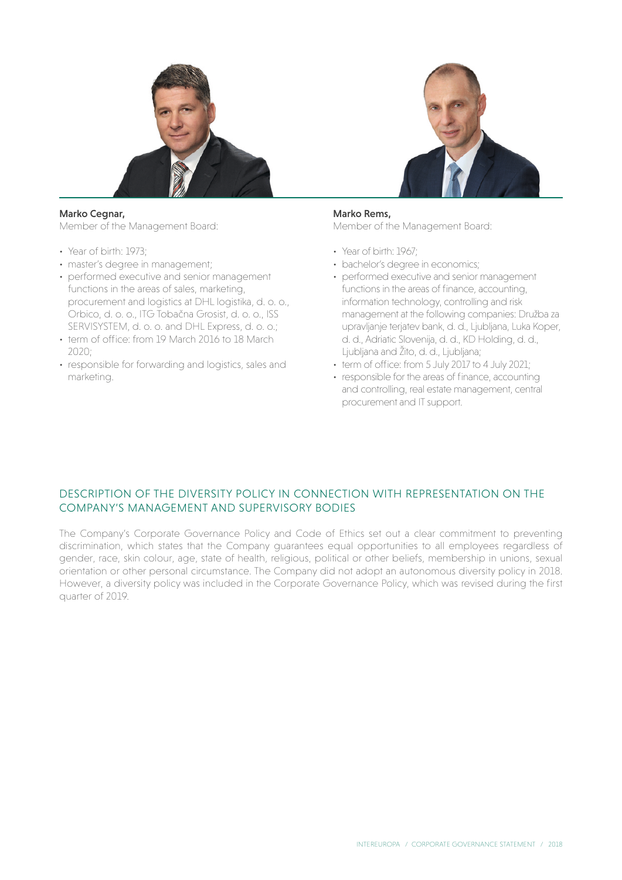**Marko Cegnar,**
Member of the Management Board:

- Year of birth: 1973;
- master's degree in management;
- performed executive and senior management functions in the areas of sales, marketing, procurement and logistics at DHL logistika, d. o. o., Orbico, d. o. o., ITG Tobačna Grosist, d. o. o., ISS SERVISYSTEM, d. o. o. and DHL Express, d. o. o.;
- term of office: from 19 March 2016 to 18 March 2020;
- responsible for forwarding and logistics, sales and marketing.

**Marko Rems,**
Member of the Management Board:

- Year of birth: 1967;
- bachelor's degree in economics;
- performed executive and senior management functions in the areas of finance, accounting, information technology, controlling and risk management at the following companies: Družba za upravljanje terjatev bank, d. d., Ljubljana, Luka Koper, d. d., Adriatic Slovenija, d. d., KD Holding, d. d., Ljubljana and Žito, d. d., Ljubljana;
- term of office: from 5 July 2017 to 4 July 2021;
- responsible for the areas of finance, accounting and controlling, real estate management, central procurement and IT support.

## DESCRIPTION OF THE DIVERSITY POLICY IN CONNECTION WITH REPRESENTATION ON THE COMPANY'S MANAGEMENT AND SUPERVISORY BODIES

The Company's Corporate Governance Policy and Code of Ethics set out a clear commitment to preventing discrimination, which states that the Company guarantees equal opportunities to all employees regardless of gender, race, skin colour, age, state of health, religious, political or other beliefs, membership in unions, sexual orientation or other personal circumstance. The Company did not adopt an autonomous diversity policy in 2018. However, a diversity policy was included in the Corporate Governance Policy, which was revised during the first quarter of 2019.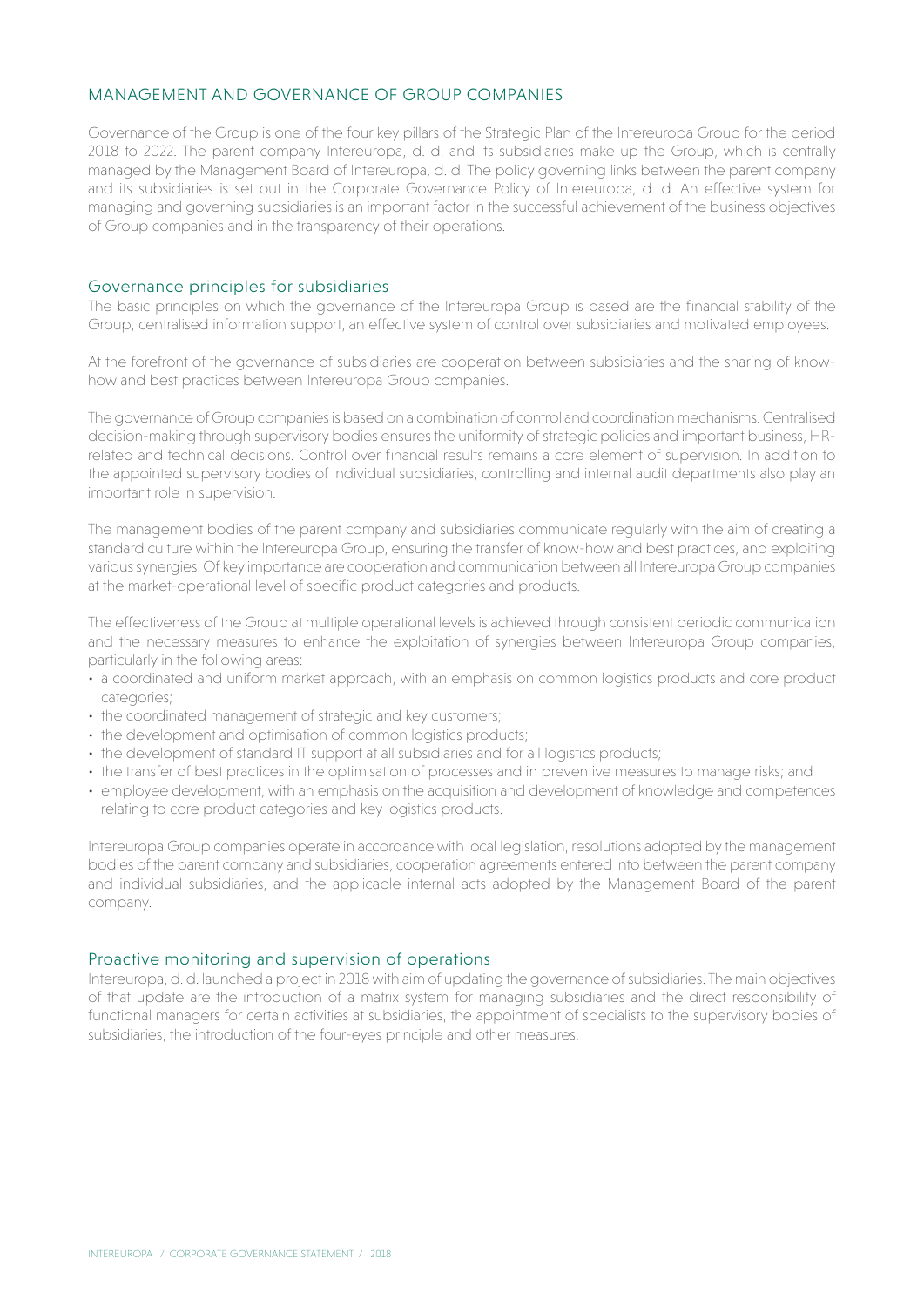## MANAGEMENT AND GOVERNANCE OF GROUP COMPANIES

Governance of the Group is one of the four key pillars of the Strategic Plan of the Intereuropa Group for the period 2018 to 2022. The parent company Intereuropa, d. d. and its subsidiaries make up the Group, which is centrally managed by the Management Board of Intereuropa, d. d. The policy governing links between the parent company and its subsidiaries is set out in the Corporate Governance Policy of Intereuropa, d. d. An effective system for managing and governing subsidiaries is an important factor in the successful achievement of the business objectives of Group companies and in the transparency of their operations.

### Governance principles for subsidiaries

The basic principles on which the governance of the Intereuropa Group is based are the financial stability of the Group, centralised information support, an effective system of control over subsidiaries and motivated employees.

At the forefront of the governance of subsidiaries are cooperation between subsidiaries and the sharing of know-how and best practices between Intereuropa Group companies.

The governance of Group companies is based on a combination of control and coordination mechanisms. Centralised decision-making through supervisory bodies ensures the uniformity of strategic policies and important business, HR-related and technical decisions. Control over financial results remains a core element of supervision. In addition to the appointed supervisory bodies of individual subsidiaries, controlling and internal audit departments also play an important role in supervision.

The management bodies of the parent company and subsidiaries communicate regularly with the aim of creating a standard culture within the Intereuropa Group, ensuring the transfer of know-how and best practices, and exploiting various synergies. Of key importance are cooperation and communication between all Intereuropa Group companies at the market-operational level of specific product categories and products.

The effectiveness of the Group at multiple operational levels is achieved through consistent periodic communication and the necessary measures to enhance the exploitation of synergies between Intereuropa Group companies, particularly in the following areas:

- a coordinated and uniform market approach, with an emphasis on common logistics products and core product categories;
- the coordinated management of strategic and key customers;
- the development and optimisation of common logistics products;
- the development of standard IT support at all subsidiaries and for all logistics products;
- the transfer of best practices in the optimisation of processes and in preventive measures to manage risks; and
- employee development, with an emphasis on the acquisition and development of knowledge and competences relating to core product categories and key logistics products.

Intereuropa Group companies operate in accordance with local legislation, resolutions adopted by the management bodies of the parent company and subsidiaries, cooperation agreements entered into between the parent company and individual subsidiaries, and the applicable internal acts adopted by the Management Board of the parent company.

### Proactive monitoring and supervision of operations

Intereuropa, d. d. launched a project in 2018 with aim of updating the governance of subsidiaries. The main objectives of that update are the introduction of a matrix system for managing subsidiaries and the direct responsibility of functional managers for certain activities at subsidiaries, the appointment of specialists to the supervisory bodies of subsidiaries, the introduction of the four-eyes principle and other measures.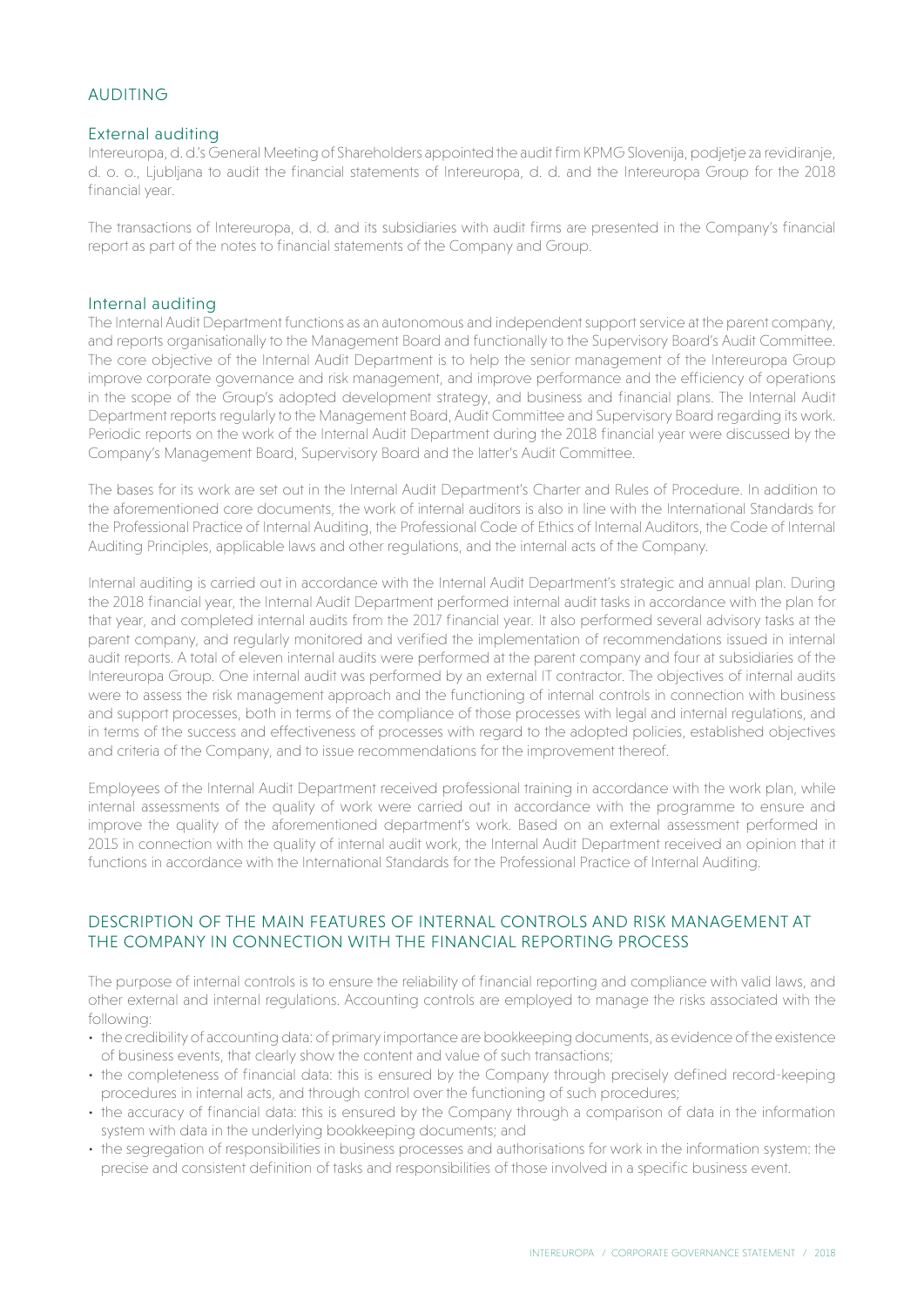## AUDITING

### External auditing

Intereuropa, d. d.'s General Meeting of Shareholders appointed the audit firm KPMG Slovenija, podjetje za revidiranje, d. o. o., Ljubljana to audit the financial statements of Intereuropa, d. d. and the Intereuropa Group for the 2018 financial year.

The transactions of Intereuropa, d. d. and its subsidiaries with audit firms are presented in the Company's financial report as part of the notes to financial statements of the Company and Group.

### Internal auditing

The Internal Audit Department functions as an autonomous and independent support service at the parent company, and reports organisationally to the Management Board and functionally to the Supervisory Board's Audit Committee. The core objective of the Internal Audit Department is to help the senior management of the Intereuropa Group improve corporate governance and risk management, and improve performance and the efficiency of operations in the scope of the Group's adopted development strategy, and business and financial plans. The Internal Audit Department reports regularly to the Management Board, Audit Committee and Supervisory Board regarding its work. Periodic reports on the work of the Internal Audit Department during the 2018 financial year were discussed by the Company's Management Board, Supervisory Board and the latter's Audit Committee.

The bases for its work are set out in the Internal Audit Department's Charter and Rules of Procedure. In addition to the aforementioned core documents, the work of internal auditors is also in line with the International Standards for the Professional Practice of Internal Auditing, the Professional Code of Ethics of Internal Auditors, the Code of Internal Auditing Principles, applicable laws and other regulations, and the internal acts of the Company.

Internal auditing is carried out in accordance with the Internal Audit Department's strategic and annual plan. During the 2018 financial year, the Internal Audit Department performed internal audit tasks in accordance with the plan for that year, and completed internal audits from the 2017 financial year. It also performed several advisory tasks at the parent company, and regularly monitored and verified the implementation of recommendations issued in internal audit reports. A total of eleven internal audits were performed at the parent company and four at subsidiaries of the Intereuropa Group. One internal audit was performed by an external IT contractor. The objectives of internal audits were to assess the risk management approach and the functioning of internal controls in connection with business and support processes, both in terms of the compliance of those processes with legal and internal regulations, and in terms of the success and effectiveness of processes with regard to the adopted policies, established objectives and criteria of the Company, and to issue recommendations for the improvement thereof.

Employees of the Internal Audit Department received professional training in accordance with the work plan, while internal assessments of the quality of work were carried out in accordance with the programme to ensure and improve the quality of the aforementioned department's work. Based on an external assessment performed in 2015 in connection with the quality of internal audit work, the Internal Audit Department received an opinion that it functions in accordance with the International Standards for the Professional Practice of Internal Auditing.

## DESCRIPTION OF THE MAIN FEATURES OF INTERNAL CONTROLS AND RISK MANAGEMENT AT THE COMPANY IN CONNECTION WITH THE FINANCIAL REPORTING PROCESS

The purpose of internal controls is to ensure the reliability of financial reporting and compliance with valid laws, and other external and internal regulations. Accounting controls are employed to manage the risks associated with the following:

- the credibility of accounting data: of primary importance are bookkeeping documents, as evidence of the existence of business events, that clearly show the content and value of such transactions;
- the completeness of financial data: this is ensured by the Company through precisely defined record-keeping procedures in internal acts, and through control over the functioning of such procedures;
- the accuracy of financial data: this is ensured by the Company through a comparison of data in the information system with data in the underlying bookkeeping documents; and
- the segregation of responsibilities in business processes and authorisations for work in the information system: the precise and consistent definition of tasks and responsibilities of those involved in a specific business event.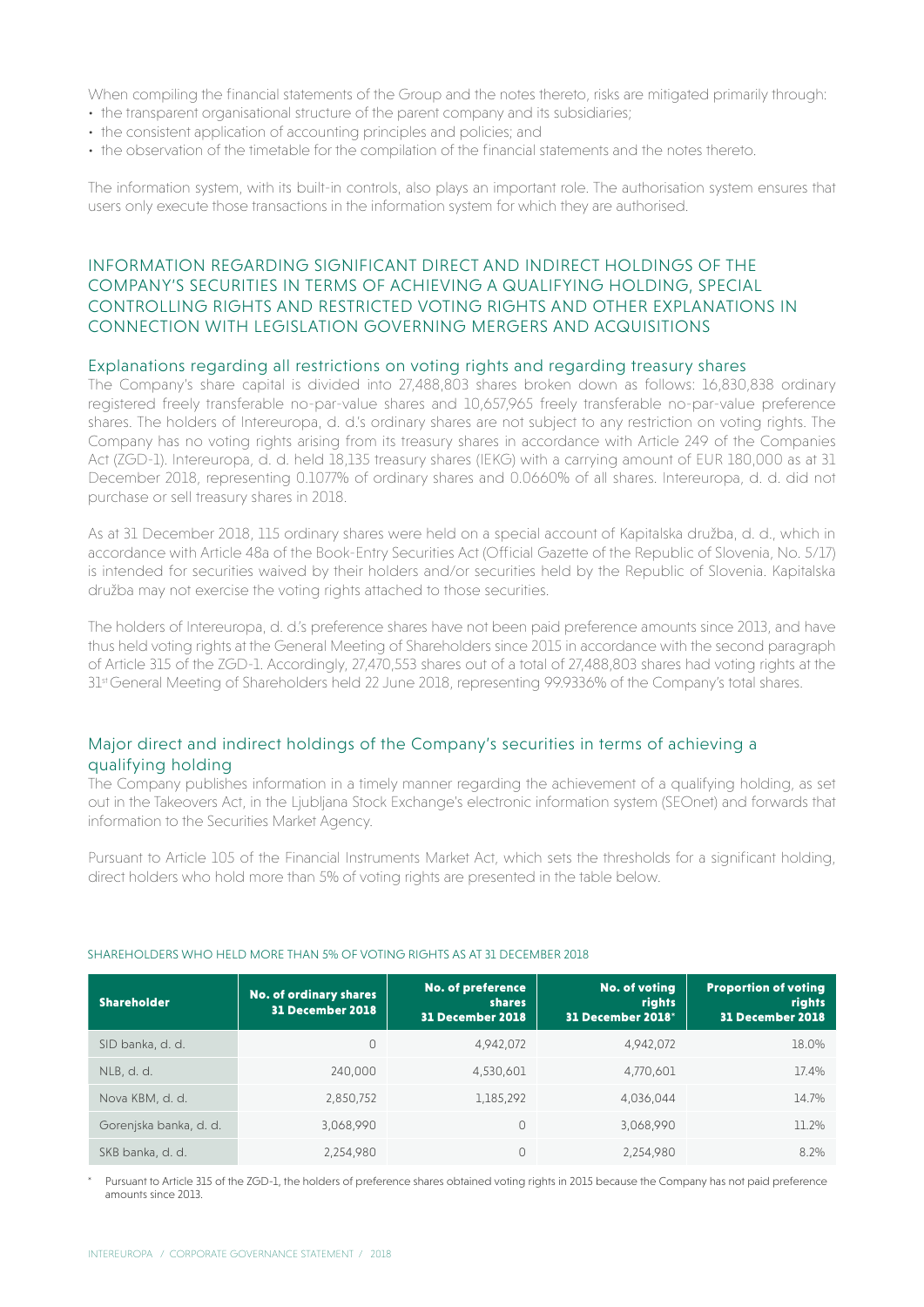When compiling the financial statements of the Group and the notes thereto, risks are mitigated primarily through:

- the transparent organisational structure of the parent company and its subsidiaries;
- the consistent application of accounting principles and policies; and
- the observation of the timetable for the compilation of the financial statements and the notes thereto.

The information system, with its built-in controls, also plays an important role. The authorisation system ensures that users only execute those transactions in the information system for which they are authorised.

## INFORMATION REGARDING SIGNIFICANT DIRECT AND INDIRECT HOLDINGS OF THE COMPANY'S SECURITIES IN TERMS OF ACHIEVING A QUALIFYING HOLDING, SPECIAL CONTROLLING RIGHTS AND RESTRICTED VOTING RIGHTS AND OTHER EXPLANATIONS IN CONNECTION WITH LEGISLATION GOVERNING MERGERS AND ACQUISITIONS

### Explanations regarding all restrictions on voting rights and regarding treasury shares

The Company's share capital is divided into 27,488,803 shares broken down as follows: 16,830,838 ordinary registered freely transferable no-par-value shares and 10,657,965 freely transferable no-par-value preference shares. The holders of Intereuropa, d. d.'s ordinary shares are not subject to any restriction on voting rights. The Company has no voting rights arising from its treasury shares in accordance with Article 249 of the Companies Act (ZGD-1). Intereuropa, d. d. held 18,135 treasury shares (IEKG) with a carrying amount of EUR 180,000 as at 31 December 2018, representing 0.1077% of ordinary shares and 0.0660% of all shares. Intereuropa, d. d. did not purchase or sell treasury shares in 2018.

As at 31 December 2018, 115 ordinary shares were held on a special account of Kapitalska družba, d. d., which in accordance with Article 48a of the Book-Entry Securities Act (Official Gazette of the Republic of Slovenia, No. 5/17) is intended for securities waived by their holders and/or securities held by the Republic of Slovenia. Kapitalska družba may not exercise the voting rights attached to those securities.

The holders of Intereuropa, d. d.'s preference shares have not been paid preference amounts since 2013, and have thus held voting rights at the General Meeting of Shareholders since 2015 in accordance with the second paragraph of Article 315 of the ZGD-1. Accordingly, 27,470,553 shares out of a total of 27,488,803 shares had voting rights at the 31st General Meeting of Shareholders held 22 June 2018, representing 99.9336% of the Company's total shares.

### Major direct and indirect holdings of the Company's securities in terms of achieving a qualifying holding

The Company publishes information in a timely manner regarding the achievement of a qualifying holding, as set out in the Takeovers Act, in the Ljubljana Stock Exchange's electronic information system (SEOnet) and forwards that information to the Securities Market Agency.

Pursuant to Article 105 of the Financial Instruments Market Act, which sets the thresholds for a significant holding, direct holders who hold more than 5% of voting rights are presented in the table below.

SHAREHOLDERS WHO HELD MORE THAN 5% OF VOTING RIGHTS AS AT 31 DECEMBER 2018

| Shareholder | No. of ordinary shares 31 December 2018 | No. of preference shares 31 December 2018 | No. of voting rights 31 December 2018* | Proportion of voting rights 31 December 2018 |
|---|---|---|---|---|
| SID banka, d. d. | 0 | 4,942,072 | 4,942,072 | 18.0% |
| NLB, d. d. | 240,000 | 4,530,601 | 4,770,601 | 17.4% |
| Nova KBM, d. d. | 2,850,752 | 1,185,292 | 4,036,044 | 14.7% |
| Gorenjska banka, d. d. | 3,068,990 | 0 | 3,068,990 | 11.2% |
| SKB banka, d. d. | 2,254,980 | 0 | 2,254,980 | 8.2% |

* Pursuant to Article 315 of the ZGD-1, the holders of preference shares obtained voting rights in 2015 because the Company has not paid preference amounts since 2013.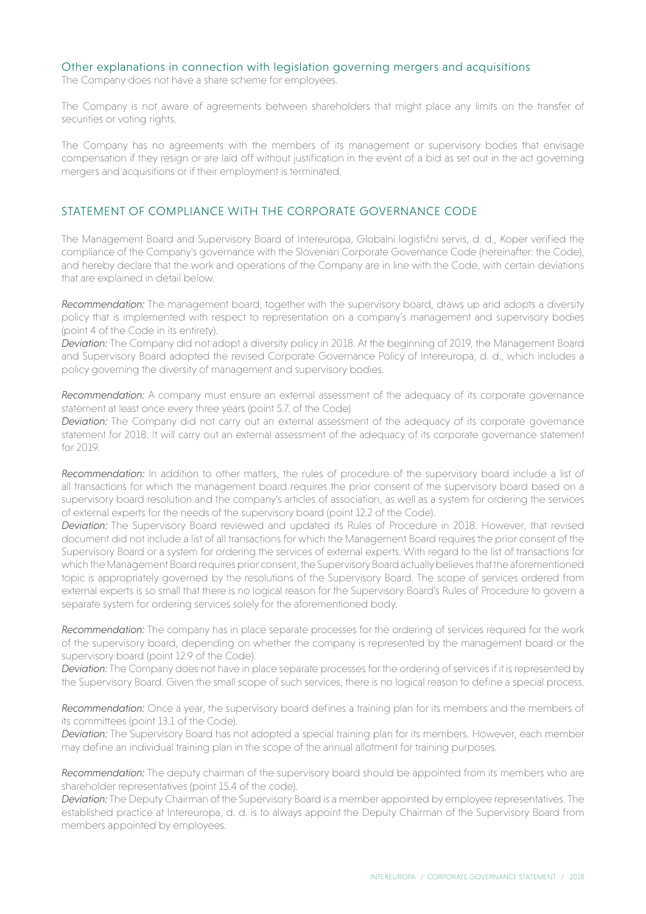### Other explanations in connection with legislation governing mergers and acquisitions

The Company does not have a share scheme for employees.

The Company is not aware of agreements between shareholders that might place any limits on the transfer of securities or voting rights.

The Company has no agreements with the members of its management or supervisory bodies that envisage compensation if they resign or are laid off without justification in the event of a bid as set out in the act governing mergers and acquisitions or if their employment is terminated.

## STATEMENT OF COMPLIANCE WITH THE CORPORATE GOVERNANCE CODE

The Management Board and Supervisory Board of Intereuropa, Globalni logistični servis, d. d., Koper verified the compliance of the Company's governance with the Slovenian Corporate Governance Code (hereinafter: the Code), and hereby declare that the work and operations of the Company are in line with the Code, with certain deviations that are explained in detail below.

*Recommendation:* The management board, together with the supervisory board, draws up and adopts a diversity policy that is implemented with respect to representation on a company's management and supervisory bodies (point 4 of the Code in its entirety).
*Deviation:* The Company did not adopt a diversity policy in 2018. At the beginning of 2019, the Management Board and Supervisory Board adopted the revised Corporate Governance Policy of Intereuropa, d. d., which includes a policy governing the diversity of management and supervisory bodies.

*Recommendation:* A company must ensure an external assessment of the adequacy of its corporate governance statement at least once every three years (point 5.7. of the Code)
*Deviation:* The Company did not carry out an external assessment of the adequacy of its corporate governance statement for 2018. It will carry out an external assessment of the adequacy of its corporate governance statement for 2019.

*Recommendation:* In addition to other matters, the rules of procedure of the supervisory board include a list of all transactions for which the management board requires the prior consent of the supervisory board based on a supervisory board resolution and the company's articles of association, as well as a system for ordering the services of external experts for the needs of the supervisory board (point 12.2 of the Code).
*Deviation:* The Supervisory Board reviewed and updated its Rules of Procedure in 2018. However, that revised document did not include a list of all transactions for which the Management Board requires the prior consent of the Supervisory Board or a system for ordering the services of external experts. With regard to the list of transactions for which the Management Board requires prior consent, the Supervisory Board actually believes that the aforementioned topic is appropriately governed by the resolutions of the Supervisory Board. The scope of services ordered from external experts is so small that there is no logical reason for the Supervisory Board's Rules of Procedure to govern a separate system for ordering services solely for the aforementioned body.

*Recommendation:* The company has in place separate processes for the ordering of services required for the work of the supervisory board, depending on whether the company is represented by the management board or the supervisory board (point 12.9 of the Code).
*Deviation:* The Company does not have in place separate processes for the ordering of services if it is represented by the Supervisory Board. Given the small scope of such services, there is no logical reason to define a special process.

*Recommendation:* Once a year, the supervisory board defines a training plan for its members and the members of its committees (point 13.1 of the Code).
*Deviation:* The Supervisory Board has not adopted a special training plan for its members. However, each member may define an individual training plan in the scope of the annual allotment for training purposes.

*Recommendation:* The deputy chairman of the supervisory board should be appointed from its members who are shareholder representatives (point 15.4 of the code).
*Deviation:* The Deputy Chairman of the Supervisory Board is a member appointed by employee representatives. The established practice at Intereuropa, d. d. is to always appoint the Deputy Chairman of the Supervisory Board from members appointed by employees.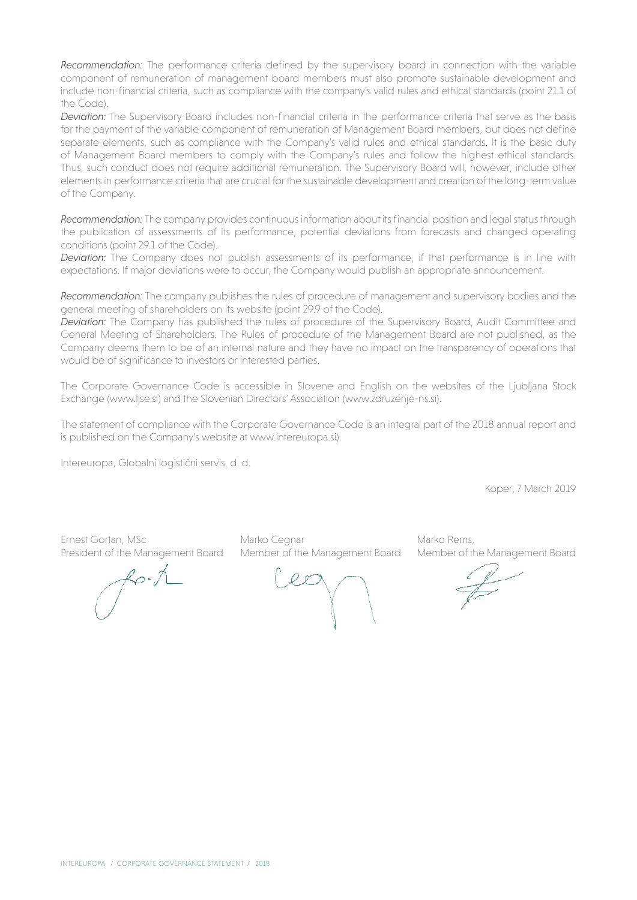*Recommendation:* The performance criteria defined by the supervisory board in connection with the variable component of remuneration of management board members must also promote sustainable development and include non-financial criteria, such as compliance with the company's valid rules and ethical standards (point 21.1 of the Code).

*Deviation:* The Supervisory Board includes non-financial criteria in the performance criteria that serve as the basis for the payment of the variable component of remuneration of Management Board members, but does not define separate elements, such as compliance with the Company's valid rules and ethical standards. It is the basic duty of Management Board members to comply with the Company's rules and follow the highest ethical standards. Thus, such conduct does not require additional remuneration. The Supervisory Board will, however, include other elements in performance criteria that are crucial for the sustainable development and creation of the long-term value of the Company.

*Recommendation:* The company provides continuous information about its financial position and legal status through the publication of assessments of its performance, potential deviations from forecasts and changed operating conditions (point 29.1 of the Code).

*Deviation:* The Company does not publish assessments of its performance, if that performance is in line with expectations. If major deviations were to occur, the Company would publish an appropriate announcement.

*Recommendation:* The company publishes the rules of procedure of management and supervisory bodies and the general meeting of shareholders on its website (point 29.9 of the Code).

*Deviation:* The Company has published the rules of procedure of the Supervisory Board, Audit Committee and General Meeting of Shareholders. The Rules of procedure of the Management Board are not published, as the Company deems them to be of an internal nature and they have no impact on the transparency of operations that would be of significance to investors or interested parties.

The Corporate Governance Code is accessible in Slovene and English on the websites of the Ljubljana Stock Exchange (www.ljse.si) and the Slovenian Directors' Association (www.zdruzenje-ns.si).

The statement of compliance with the Corporate Governance Code is an integral part of the 2018 annual report and is published on the Company's website at www.intereuropa.si).

Intereuropa, Globalni logistični servis, d. d.

Koper, 7 March 2019

Ernest Gortan, MSc
President of the Management Board

Marko Cegnar
Member of the Management Board

Marko Rems,
Member of the Management Board